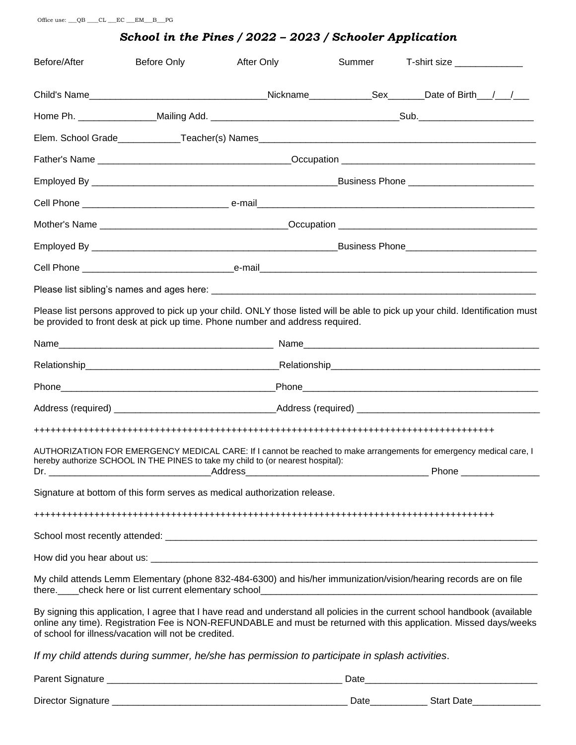Office use: ___QB ____CL ___EC ___EM___B___PG

## *School in the Pines / 2022 – 2023 / Schooler Application*

Before/After Before Only After Only Summer T-shirt size _____________

Child's Name__________________________________Nickname____________Sex_______Date of Birth___/___/___

Home Ph. _______________Mailing Add. ___________________________________Sub.______________________

Elem. School Grade____________Teacher(s) Names______________________________________________________

Father's Name ____________________________________Occupation ____________________________________

Employed By ______________________________________________Business Phone ________________________

Cell Phone ___________________________ e-mail____________________________________________________

Mother's Name ___________________________________Occupation _____________________________________

Employed By ______________________________________________Business Phone_________________________

Cell Phone ____________________________e-mail_____________________________________________________

Please list sibling's names and ages here: ______________________________________________________________

Please list persons approved to pick up your child. ONLY those listed will be able to pick up your child. Identification must be provided to front desk at pick up time. Phone number and address required.

Name_________________________________________ Name_____________________________________________

Relationship_____________________________________Relationship_________________________________________

Phone_________________________________________Phone____________________________________________

Address (required) ______________________________Address (required) ___________________________________

++++++++++++++++++++++++++++++++++++++++++++++++++++++++++++++++++++++++++++++++++++++++

AUTHORIZATION FOR EMERGENCY MEDICAL CARE: If I cannot be reached to make arrangements for emergency medical care, I hereby authorize SCHOOL IN THE PINES to take my child to (or nearest hospital):
Dr. _______________________________Address___________________________________ Phone _______________

Signature at bottom of this form serves as medical authorization release.

++++++++++++++++++++++++++++++++++++++++++++++++++++++++++++++++++++++++++++++++++++++++

School most recently attended: _______________________________________________________________________

How did you hear about us: __________________________________________________________________________

My child attends Lemm Elementary (phone 832-484-6300) and his/her immunization/vision/hearing records are on file there.____check here or list current elementary school_______________________________________________________

By signing this application, I agree that I have read and understand all policies in the current school handbook (available online any time). Registration Fee is NON-REFUNDABLE and must be returned with this application. Missed days/weeks of school for illness/vacation will not be credited.

*If my child attends during summer, he/she has permission to participate in splash activities*.

Parent Signature ______________________________________________ Date_________________________________

Director Signature ______________________________________________ Date___________ Start Date_____________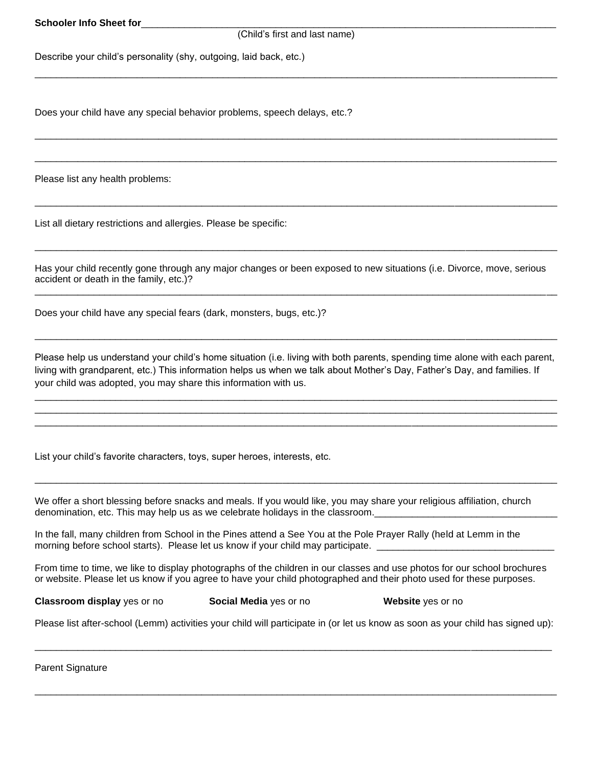**Schooler Info Sheet for**\_\_\_\_\_\_\_\_\_\_\_\_\_\_\_\_\_\_\_\_\_\_\_\_\_\_\_\_\_\_\_\_\_\_\_\_\_\_\_\_\_\_\_\_\_\_\_\_\_\_\_\_\_\_\_\_\_\_\_\_\_\_\_\_\_\_\_\_

(Child's first and last name)

Describe your child's personality (shy, outgoing, laid back, etc.)

\_\_\_\_\_\_\_\_\_\_\_\_\_\_\_\_\_\_\_\_\_\_\_\_\_\_\_\_\_\_\_\_\_\_\_\_\_\_\_\_\_\_\_\_\_\_\_\_\_\_\_\_\_\_\_\_\_\_\_\_\_\_\_\_\_\_\_\_\_\_\_\_\_\_\_\_\_\_\_\_\_\_\_\_\_\_\_\_\_\_\_\_\_\_

Does your child have any special behavior problems, speech delays, etc.?

\_\_\_\_\_\_\_\_\_\_\_\_\_\_\_\_\_\_\_\_\_\_\_\_\_\_\_\_\_\_\_\_\_\_\_\_\_\_\_\_\_\_\_\_\_\_\_\_\_\_\_\_\_\_\_\_\_\_\_\_\_\_\_\_\_\_\_\_\_\_\_\_\_\_\_\_\_\_\_\_\_\_\_\_\_\_\_\_\_\_\_\_\_\_

\_\_\_\_\_\_\_\_\_\_\_\_\_\_\_\_\_\_\_\_\_\_\_\_\_\_\_\_\_\_\_\_\_\_\_\_\_\_\_\_\_\_\_\_\_\_\_\_\_\_\_\_\_\_\_\_\_\_\_\_\_\_\_\_\_\_\_\_\_\_\_\_\_\_\_\_\_\_\_\_\_\_\_\_\_\_\_\_\_\_\_\_\_\_

Please list any health problems:

\_\_\_\_\_\_\_\_\_\_\_\_\_\_\_\_\_\_\_\_\_\_\_\_\_\_\_\_\_\_\_\_\_\_\_\_\_\_\_\_\_\_\_\_\_\_\_\_\_\_\_\_\_\_\_\_\_\_\_\_\_\_\_\_\_\_\_\_\_\_\_\_\_\_\_\_\_\_\_\_\_\_\_\_\_\_\_\_\_\_\_\_\_\_

List all dietary restrictions and allergies. Please be specific:

\_\_\_\_\_\_\_\_\_\_\_\_\_\_\_\_\_\_\_\_\_\_\_\_\_\_\_\_\_\_\_\_\_\_\_\_\_\_\_\_\_\_\_\_\_\_\_\_\_\_\_\_\_\_\_\_\_\_\_\_\_\_\_\_\_\_\_\_\_\_\_\_\_\_\_\_\_\_\_\_\_\_\_\_\_\_\_\_\_\_\_\_\_\_

Has your child recently gone through any major changes or been exposed to new situations (i.e. Divorce, move, serious accident or death in the family, etc.)?

\_\_\_\_\_\_\_\_\_\_\_\_\_\_\_\_\_\_\_\_\_\_\_\_\_\_\_\_\_\_\_\_\_\_\_\_\_\_\_\_\_\_\_\_\_\_\_\_\_\_\_\_\_\_\_\_\_\_\_\_\_\_\_\_\_\_\_\_\_\_\_\_\_\_\_\_\_\_\_\_\_\_\_\_\_\_\_\_\_\_\_\_\_\_

Does your child have any special fears (dark, monsters, bugs, etc.)?

\_\_\_\_\_\_\_\_\_\_\_\_\_\_\_\_\_\_\_\_\_\_\_\_\_\_\_\_\_\_\_\_\_\_\_\_\_\_\_\_\_\_\_\_\_\_\_\_\_\_\_\_\_\_\_\_\_\_\_\_\_\_\_\_\_\_\_\_\_\_\_\_\_\_\_\_\_\_\_\_\_\_\_\_\_\_\_\_\_\_\_\_\_\_

Please help us understand your child's home situation (i.e. living with both parents, spending time alone with each parent, living with grandparent, etc.) This information helps us when we talk about Mother's Day, Father's Day, and families. If your child was adopted, you may share this information with us.

\_\_\_\_\_\_\_\_\_\_\_\_\_\_\_\_\_\_\_\_\_\_\_\_\_\_\_\_\_\_\_\_\_\_\_\_\_\_\_\_\_\_\_\_\_\_\_\_\_\_\_\_\_\_\_\_\_\_\_\_\_\_\_\_\_\_\_\_\_\_\_\_\_\_\_\_\_\_\_\_\_\_\_\_\_\_\_\_\_\_\_\_\_\_

\_\_\_\_\_\_\_\_\_\_\_\_\_\_\_\_\_\_\_\_\_\_\_\_\_\_\_\_\_\_\_\_\_\_\_\_\_\_\_\_\_\_\_\_\_\_\_\_\_\_\_\_\_\_\_\_\_\_\_\_\_\_\_\_\_\_\_\_\_\_\_\_\_\_\_\_\_\_\_\_\_\_\_\_\_\_\_\_\_\_\_\_\_\_

\_\_\_\_\_\_\_\_\_\_\_\_\_\_\_\_\_\_\_\_\_\_\_\_\_\_\_\_\_\_\_\_\_\_\_\_\_\_\_\_\_\_\_\_\_\_\_\_\_\_\_\_\_\_\_\_\_\_\_\_\_\_\_\_\_\_\_\_\_\_\_\_\_\_\_\_\_\_\_\_\_\_\_\_\_\_\_\_\_\_\_\_\_\_

List your child's favorite characters, toys, super heroes, interests, etc.

\_\_\_\_\_\_\_\_\_\_\_\_\_\_\_\_\_\_\_\_\_\_\_\_\_\_\_\_\_\_\_\_\_\_\_\_\_\_\_\_\_\_\_\_\_\_\_\_\_\_\_\_\_\_\_\_\_\_\_\_\_\_\_\_\_\_\_\_\_\_\_\_\_\_\_\_\_\_\_\_\_\_\_\_\_\_\_\_\_\_\_\_\_\_

We offer a short blessing before snacks and meals. If you would like, you may share your religious affiliation, church denomination, etc. This may help us as we celebrate holidays in the classroom.\_\_\_\_\_\_\_\_\_\_\_\_\_\_\_\_\_\_\_\_\_\_\_\_\_\_\_\_\_\_\_\_\_\_\_\_

In the fall, many children from School in the Pines attend a See You at the Pole Prayer Rally (held at Lemm in the morning before school starts). Please let us know if your child may participate. \_\_\_\_\_\_\_\_\_\_\_\_\_\_\_\_\_\_\_\_\_\_\_\_\_\_\_\_\_\_\_\_\_\_\_

From time to time, we like to display photographs of the children in our classes and use photos for our school brochures or website. Please let us know if you agree to have your child photographed and their photo used for these purposes.

**Classroom display** yes or no **Social Media** yes or no **Website** yes or no

Please list after-school (Lemm) activities your child will participate in (or let us know as soon as your child has signed up):

\_\_\_\_\_\_\_\_\_\_\_\_\_\_\_\_\_\_\_\_\_\_\_\_\_\_\_\_\_\_\_\_\_\_\_\_\_\_\_\_\_\_\_\_\_\_\_\_\_\_\_\_\_\_\_\_\_\_\_\_\_\_\_\_\_\_\_\_\_\_\_\_\_\_\_\_\_\_\_\_\_\_\_\_\_\_\_\_\_\_\_\_\_\_

Parent Signature

\_\_\_\_\_\_\_\_\_\_\_\_\_\_\_\_\_\_\_\_\_\_\_\_\_\_\_\_\_\_\_\_\_\_\_\_\_\_\_\_\_\_\_\_\_\_\_\_\_\_\_\_\_\_\_\_\_\_\_\_\_\_\_\_\_\_\_\_\_\_\_\_\_\_\_\_\_\_\_\_\_\_\_\_\_\_\_\_\_\_\_\_\_\_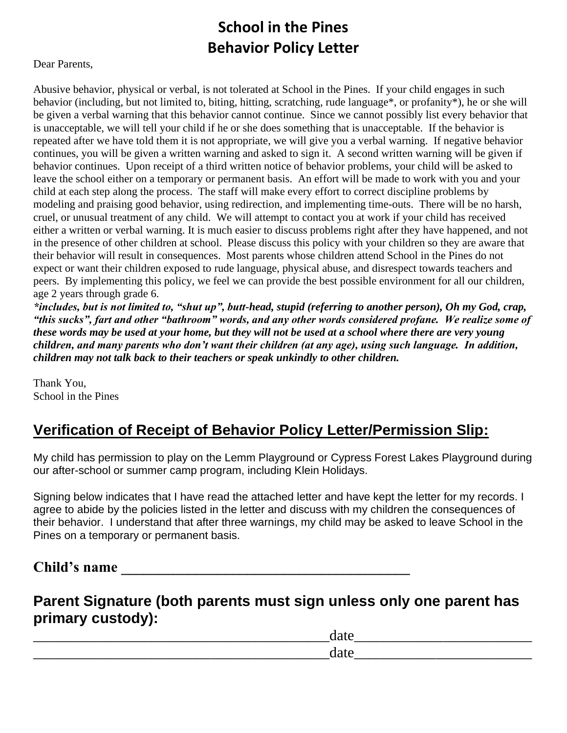# School in the Pines
# Behavior Policy Letter

Dear Parents,

Abusive behavior, physical or verbal, is not tolerated at School in the Pines. If your child engages in such behavior (including, but not limited to, biting, hitting, scratching, rude language*, or profanity*), he or she will be given a verbal warning that this behavior cannot continue. Since we cannot possibly list every behavior that is unacceptable, we will tell your child if he or she does something that is unacceptable. If the behavior is repeated after we have told them it is not appropriate, we will give you a verbal warning. If negative behavior continues, you will be given a written warning and asked to sign it. A second written warning will be given if behavior continues. Upon receipt of a third written notice of behavior problems, your child will be asked to leave the school either on a temporary or permanent basis. An effort will be made to work with you and your child at each step along the process. The staff will make every effort to correct discipline problems by modeling and praising good behavior, using redirection, and implementing time-outs. There will be no harsh, cruel, or unusual treatment of any child. We will attempt to contact you at work if your child has received either a written or verbal warning. It is much easier to discuss problems right after they have happened, and not in the presence of other children at school. Please discuss this policy with your children so they are aware that their behavior will result in consequences. Most parents whose children attend School in the Pines do not expect or want their children exposed to rude language, physical abuse, and disrespect towards teachers and peers. By implementing this policy, we feel we can provide the best possible environment for all our children, age 2 years through grade 6.

***includes, but is not limited to, "shut up", butt-head, stupid (referring to another person), Oh my God, crap, "this sucks", fart and other "bathroom" words, and any other words considered profane. We realize some of these words may be used at your home, but they will not be used at a school where there are very young children, and many parents who don't want their children (at any age), using such language. In addition, children may not talk back to their teachers or speak unkindly to other children.***

Thank You,
School in the Pines

## Verification of Receipt of Behavior Policy Letter/Permission Slip:

My child has permission to play on the Lemm Playground or Cypress Forest Lakes Playground during our after-school or summer camp program, including Klein Holidays.

Signing below indicates that I have read the attached letter and have kept the letter for my records. I agree to abide by the policies listed in the letter and discuss with my children the consequences of their behavior. I understand that after three warnings, my child may be asked to leave School in the Pines on a temporary or permanent basis.

**Child's name \_\_\_\_\_\_\_\_\_\_\_\_\_\_\_\_\_\_\_\_\_\_\_\_\_\_\_\_\_\_\_\_\_\_\_\_\_\_\_\_**

**Parent Signature (both parents must sign unless only one parent has primary custody):**

\_\_\_\_\_\_\_\_\_\_\_\_\_\_\_\_\_\_\_\_\_\_\_\_\_\_\_\_\_\_\_\_\_\_\_\_\_\_\_\_\_\_date\_\_\_\_\_\_\_\_\_\_\_\_\_\_\_\_\_\_\_\_\_\_\_\_\_\_

\_\_\_\_\_\_\_\_\_\_\_\_\_\_\_\_\_\_\_\_\_\_\_\_\_\_\_\_\_\_\_\_\_\_\_\_\_\_\_\_\_\_date\_\_\_\_\_\_\_\_\_\_\_\_\_\_\_\_\_\_\_\_\_\_\_\_\_\_